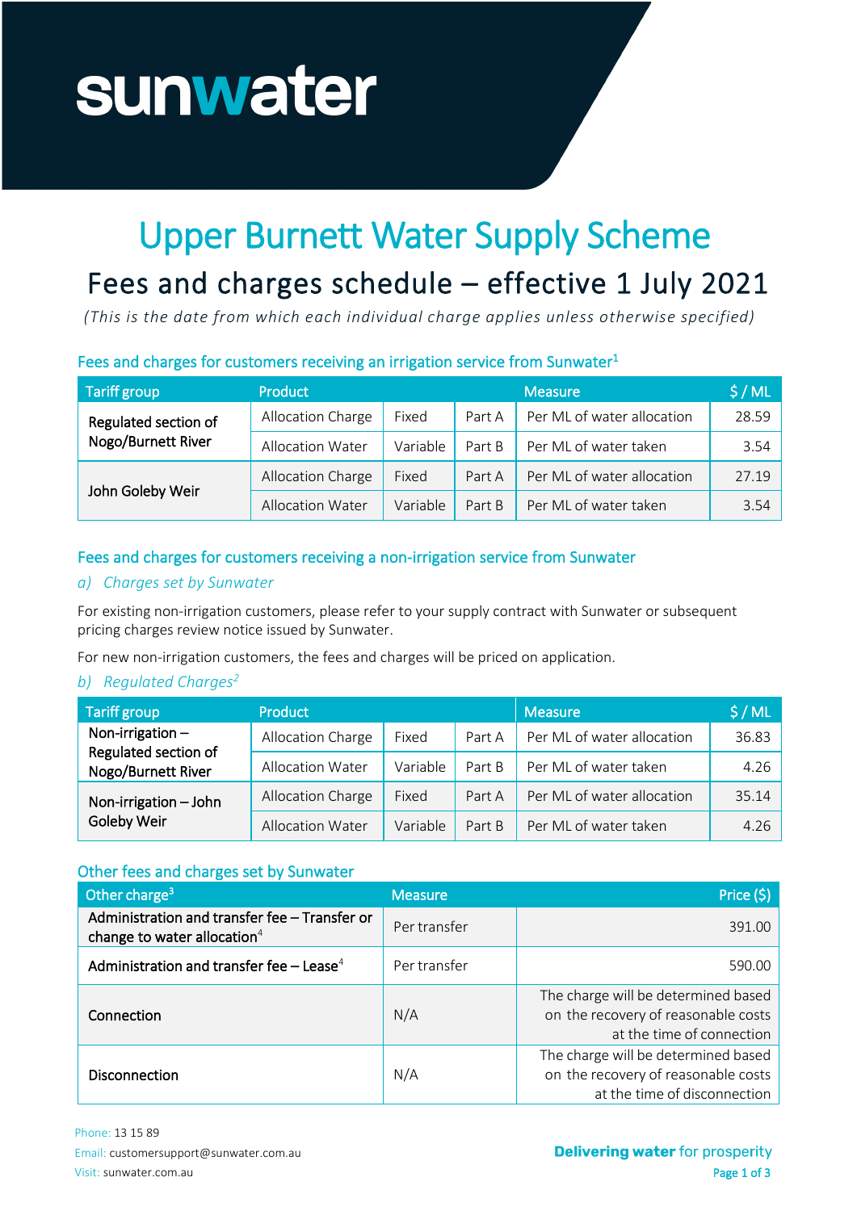sunwater

# Upper Burnett Water Supply Scheme

## Fees and charges schedule – effective 1 July 2021

*(This is the date from which each individual charge applies unless otherwise specified)*

### Fees and charges for customers receiving an irrigation service from Sunwater[1]

| Tariff group | Product | | | Measure | $ / ML |
|---|---|---|---|---|---|
| Regulated section of Nogo/Burnett River | Allocation Charge | Fixed | Part A | Per ML of water allocation | 28.59 |
| | Allocation Water | Variable | Part B | Per ML of water taken | 3.54 |
| John Goleby Weir | Allocation Charge | Fixed | Part A | Per ML of water allocation | 27.19 |
| | Allocation Water | Variable | Part B | Per ML of water taken | 3.54 |

### Fees and charges for customers receiving a non-irrigation service from Sunwater

#### *a) Charges set by Sunwater*

For existing non-irrigation customers, please refer to your supply contract with Sunwater or subsequent pricing charges review notice issued by Sunwater.

For new non-irrigation customers, the fees and charges will be priced on application.

#### *b) Regulated Charges[2]*

| Tariff group | Product | | | Measure | $ / ML |
|---|---|---|---|---|---|
| Non-irrigation – Regulated section of Nogo/Burnett River | Allocation Charge | Fixed | Part A | Per ML of water allocation | 36.83 |
| | Allocation Water | Variable | Part B | Per ML of water taken | 4.26 |
| Non-irrigation – John Goleby Weir | Allocation Charge | Fixed | Part A | Per ML of water allocation | 35.14 |
| | Allocation Water | Variable | Part B | Per ML of water taken | 4.26 |

### Other fees and charges set by Sunwater

| Other charge[3] | Measure | Price ($) |
|---|---|---|
| Administration and transfer fee – Transfer or change to water allocation[4] | Per transfer | 391.00 |
| Administration and transfer fee – Lease[4] | Per transfer | 590.00 |
| Connection | N/A | The charge will be determined based on the recovery of reasonable costs at the time of connection |
| Disconnection | N/A | The charge will be determined based on the recovery of reasonable costs at the time of disconnection |

Phone: 13 15 89
Email: customersupport@sunwater.com.au
Visit: sunwater.com.au

**Delivering water** for prosperity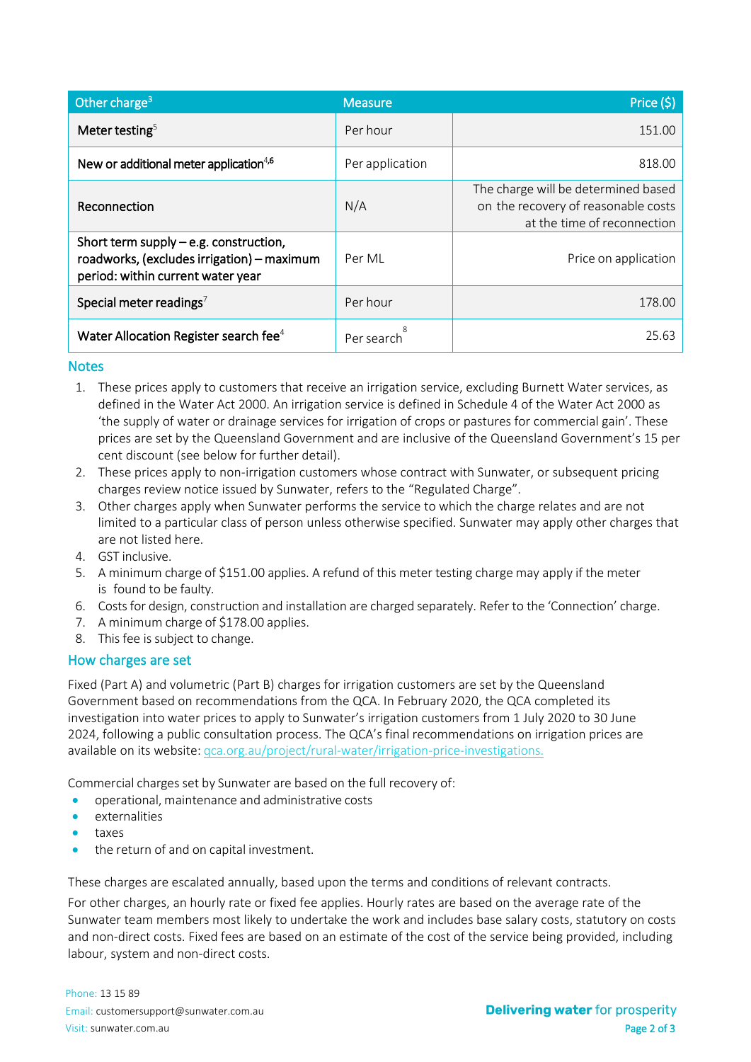| Other charge[3] | Measure | Price ($) |
|---|---|---|
| Meter testing[5] | Per hour | 151.00 |
| New or additional meter application[4,6] | Per application | 818.00 |
| Reconnection | N/A | The charge will be determined based on the recovery of reasonable costs at the time of reconnection |
| Short term supply – e.g. construction, roadworks, (excludes irrigation) – maximum period: within current water year | Per ML | Price on application |
| Special meter readings[7] | Per hour | 178.00 |
| Water Allocation Register search fee[4] | Per search[8] | 25.63 |

## Notes

1. These prices apply to customers that receive an irrigation service, excluding Burnett Water services, as defined in the Water Act 2000. An irrigation service is defined in Schedule 4 of the Water Act 2000 as 'the supply of water or drainage services for irrigation of crops or pastures for commercial gain'. These prices are set by the Queensland Government and are inclusive of the Queensland Government's 15 per cent discount (see below for further detail).
2. These prices apply to non-irrigation customers whose contract with Sunwater, or subsequent pricing charges review notice issued by Sunwater, refers to the "Regulated Charge".
3. Other charges apply when Sunwater performs the service to which the charge relates and are not limited to a particular class of person unless otherwise specified. Sunwater may apply other charges that are not listed here.
4. GST inclusive.
5. A minimum charge of $151.00 applies. A refund of this meter testing charge may apply if the meter is found to be faulty.
6. Costs for design, construction and installation are charged separately. Refer to the 'Connection' charge.
7. A minimum charge of $178.00 applies.
8. This fee is subject to change.

## How charges are set

Fixed (Part A) and volumetric (Part B) charges for irrigation customers are set by the Queensland Government based on recommendations from the QCA. In February 2020, the QCA completed its investigation into water prices to apply to Sunwater's irrigation customers from 1 July 2020 to 30 June 2024, following a public consultation process. The QCA's final recommendations on irrigation prices are available on its website: qca.org.au/project/rural-water/irrigation-price-investigations.

Commercial charges set by Sunwater are based on the full recovery of:

- operational, maintenance and administrative costs
- externalities
- taxes
- the return of and on capital investment.

These charges are escalated annually, based upon the terms and conditions of relevant contracts.

For other charges, an hourly rate or fixed fee applies. Hourly rates are based on the average rate of the Sunwater team members most likely to undertake the work and includes base salary costs, statutory on costs and non-direct costs. Fixed fees are based on an estimate of the cost of the service being provided, including labour, system and non-direct costs.

Phone: 13 15 89
Email: customersupport@sunwater.com.au
Visit: sunwater.com.au

**Delivering water** for prosperity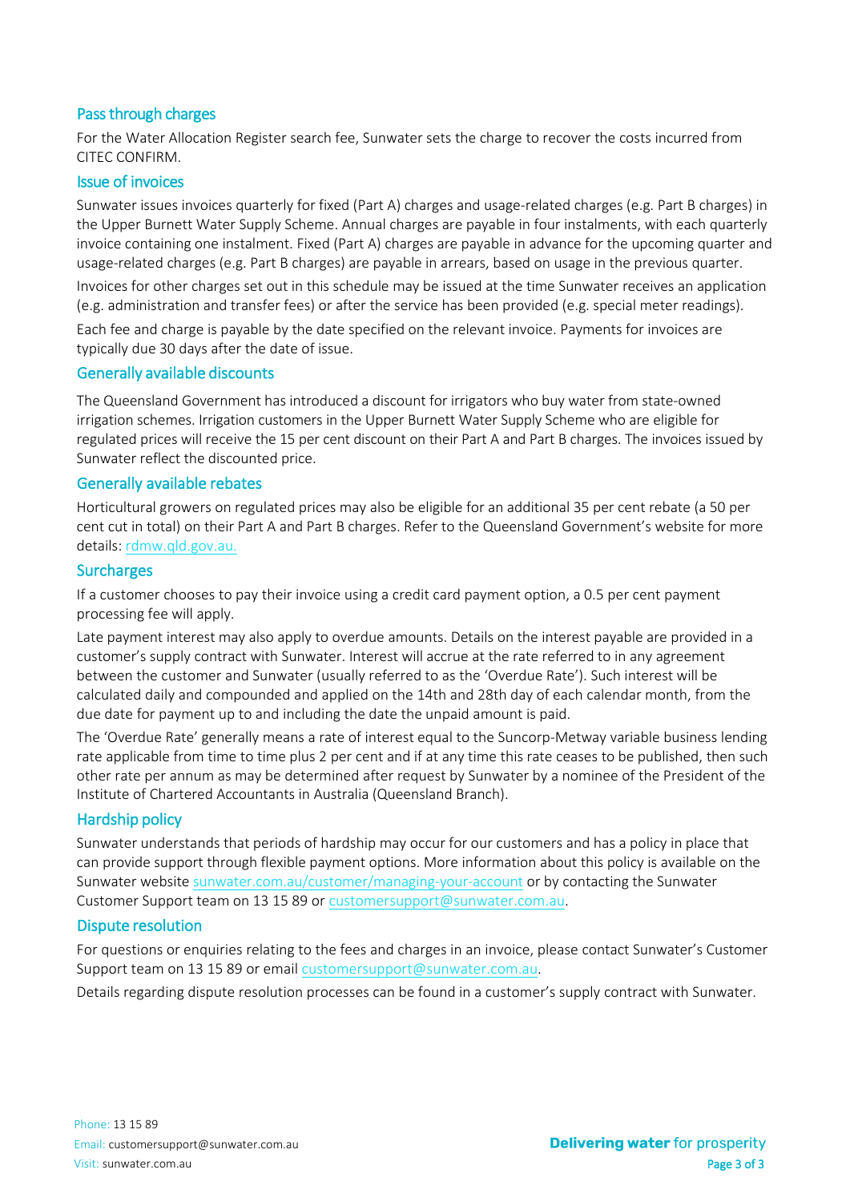## Pass through charges

For the Water Allocation Register search fee, Sunwater sets the charge to recover the costs incurred from CITEC CONFIRM.

## Issue of invoices

Sunwater issues invoices quarterly for fixed (Part A) charges and usage-related charges (e.g. Part B charges) in the Upper Burnett Water Supply Scheme. Annual charges are payable in four instalments, with each quarterly invoice containing one instalment. Fixed (Part A) charges are payable in advance for the upcoming quarter and usage-related charges (e.g. Part B charges) are payable in arrears, based on usage in the previous quarter.

Invoices for other charges set out in this schedule may be issued at the time Sunwater receives an application (e.g. administration and transfer fees) or after the service has been provided (e.g. special meter readings).

Each fee and charge is payable by the date specified on the relevant invoice. Payments for invoices are typically due 30 days after the date of issue.

## Generally available discounts

The Queensland Government has introduced a discount for irrigators who buy water from state-owned irrigation schemes. Irrigation customers in the Upper Burnett Water Supply Scheme who are eligible for regulated prices will receive the 15 per cent discount on their Part A and Part B charges. The invoices issued by Sunwater reflect the discounted price.

## Generally available rebates

Horticultural growers on regulated prices may also be eligible for an additional 35 per cent rebate (a 50 per cent cut in total) on their Part A and Part B charges. Refer to the Queensland Government's website for more details: rdmw.qld.gov.au.

## Surcharges

If a customer chooses to pay their invoice using a credit card payment option, a 0.5 per cent payment processing fee will apply.

Late payment interest may also apply to overdue amounts. Details on the interest payable are provided in a customer's supply contract with Sunwater. Interest will accrue at the rate referred to in any agreement between the customer and Sunwater (usually referred to as the 'Overdue Rate'). Such interest will be calculated daily and compounded and applied on the 14th and 28th day of each calendar month, from the due date for payment up to and including the date the unpaid amount is paid.

The 'Overdue Rate' generally means a rate of interest equal to the Suncorp-Metway variable business lending rate applicable from time to time plus 2 per cent and if at any time this rate ceases to be published, then such other rate per annum as may be determined after request by Sunwater by a nominee of the President of the Institute of Chartered Accountants in Australia (Queensland Branch).

## Hardship policy

Sunwater understands that periods of hardship may occur for our customers and has a policy in place that can provide support through flexible payment options. More information about this policy is available on the Sunwater website sunwater.com.au/customer/managing-your-account or by contacting the Sunwater Customer Support team on 13 15 89 or customersupport@sunwater.com.au.

## Dispute resolution

For questions or enquiries relating to the fees and charges in an invoice, please contact Sunwater's Customer Support team on 13 15 89 or email customersupport@sunwater.com.au.

Details regarding dispute resolution processes can be found in a customer's supply contract with Sunwater.